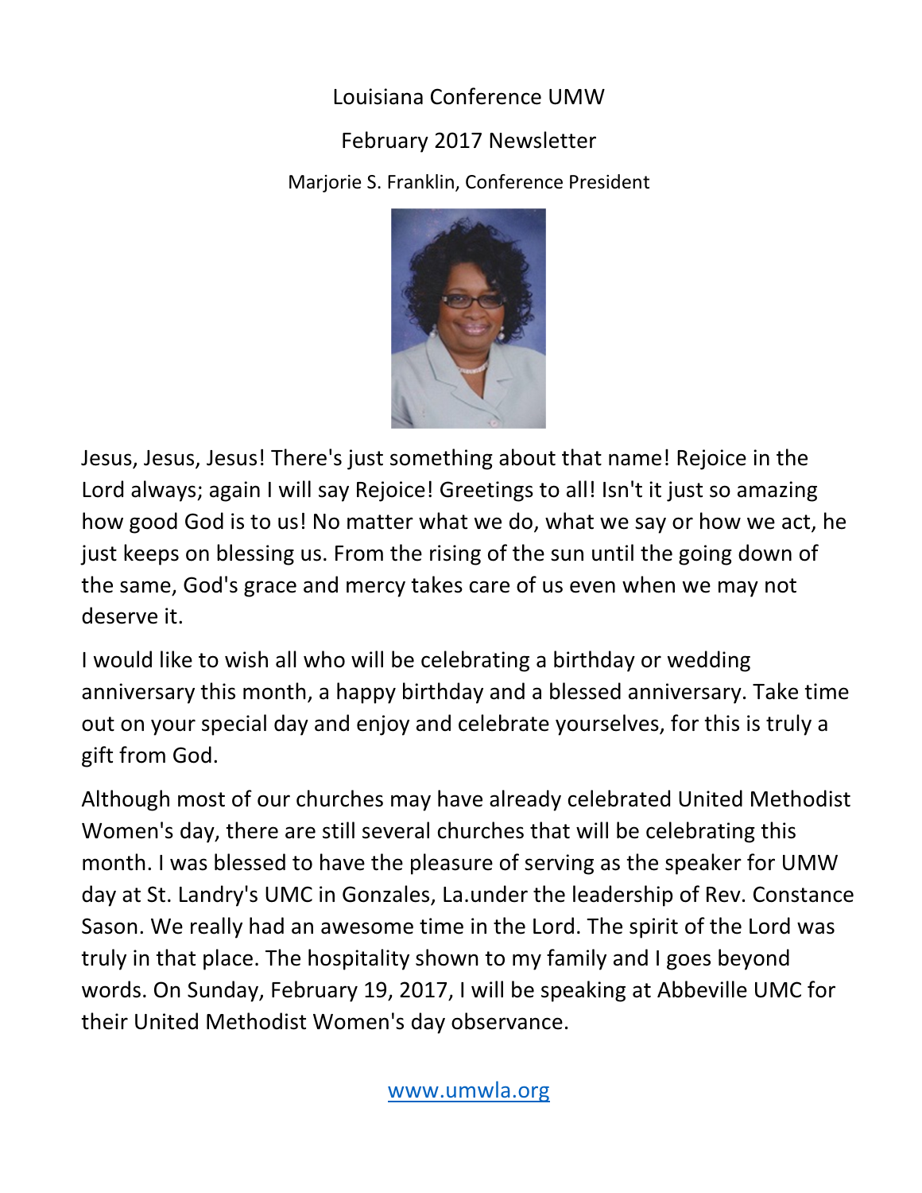Louisiana Conference UMW

February 2017 Newsletter

Marjorie S. Franklin, Conference President

Jesus, Jesus, Jesus! There's just something about that name! Rejoice in the Lord always; again I will say Rejoice! Greetings to all! Isn't it just so amazing how good God is to us! No matter what we do, what we say or how we act, he just keeps on blessing us. From the rising of the sun until the going down of the same, God's grace and mercy takes care of us even when we may not deserve it.

I would like to wish all who will be celebrating a birthday or wedding anniversary this month, a happy birthday and a blessed anniversary. Take time out on your special day and enjoy and celebrate yourselves, for this is truly a gift from God.

Although most of our churches may have already celebrated United Methodist Women's day, there are still several churches that will be celebrating this month. I was blessed to have the pleasure of serving as the speaker for UMW day at St. Landry's UMC in Gonzales, La.under the leadership of Rev. Constance Sason. We really had an awesome time in the Lord. The spirit of the Lord was truly in that place. The hospitality shown to my family and I goes beyond words. On Sunday, February 19, 2017, I will be speaking at Abbeville UMC for their United Methodist Women's day observance.

www.umwla.org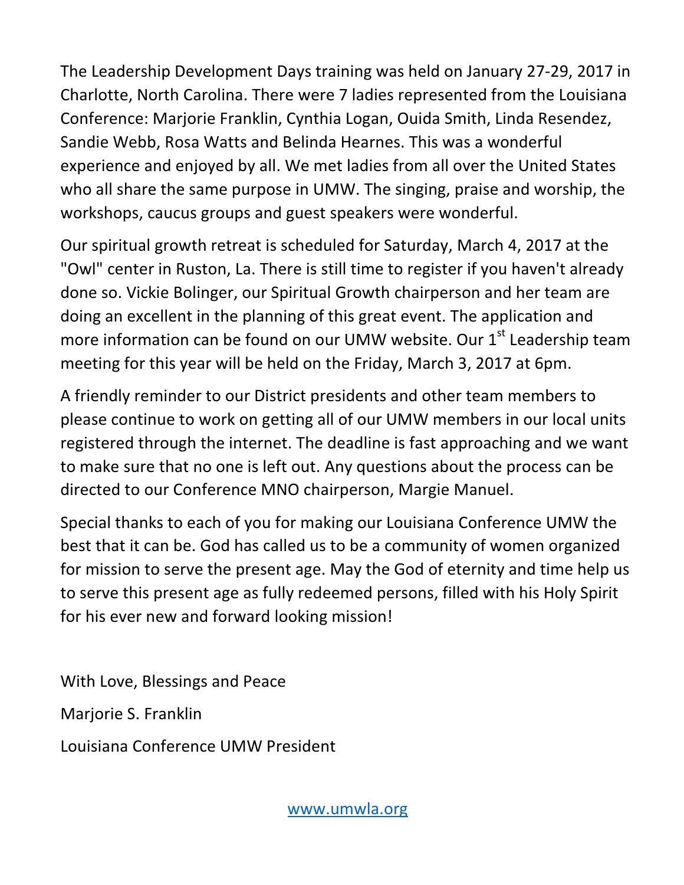The Leadership Development Days training was held on January 27-29, 2017 in Charlotte, North Carolina. There were 7 ladies represented from the Louisiana Conference: Marjorie Franklin, Cynthia Logan, Ouida Smith, Linda Resendez, Sandie Webb, Rosa Watts and Belinda Hearnes. This was a wonderful experience and enjoyed by all. We met ladies from all over the United States who all share the same purpose in UMW. The singing, praise and worship, the workshops, caucus groups and guest speakers were wonderful.

Our spiritual growth retreat is scheduled for Saturday, March 4, 2017 at the "Owl" center in Ruston, La. There is still time to register if you haven't already done so. Vickie Bolinger, our Spiritual Growth chairperson and her team are doing an excellent in the planning of this great event. The application and more information can be found on our UMW website. Our 1st Leadership team meeting for this year will be held on the Friday, March 3, 2017 at 6pm.

A friendly reminder to our District presidents and other team members to please continue to work on getting all of our UMW members in our local units registered through the internet. The deadline is fast approaching and we want to make sure that no one is left out. Any questions about the process can be directed to our Conference MNO chairperson, Margie Manuel.

Special thanks to each of you for making our Louisiana Conference UMW the best that it can be. God has called us to be a community of women organized for mission to serve the present age. May the God of eternity and time help us to serve this present age as fully redeemed persons, filled with his Holy Spirit for his ever new and forward looking mission!

With Love, Blessings and Peace

Marjorie S. Franklin

Louisiana Conference UMW President

www.umwla.org